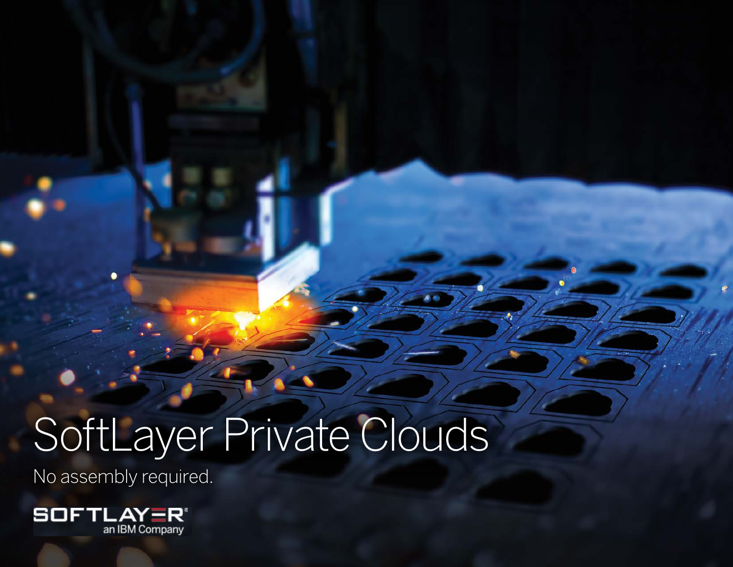# SoftLayer Private Clouds

No assembly required.

SOFTLAYER®
an IBM Company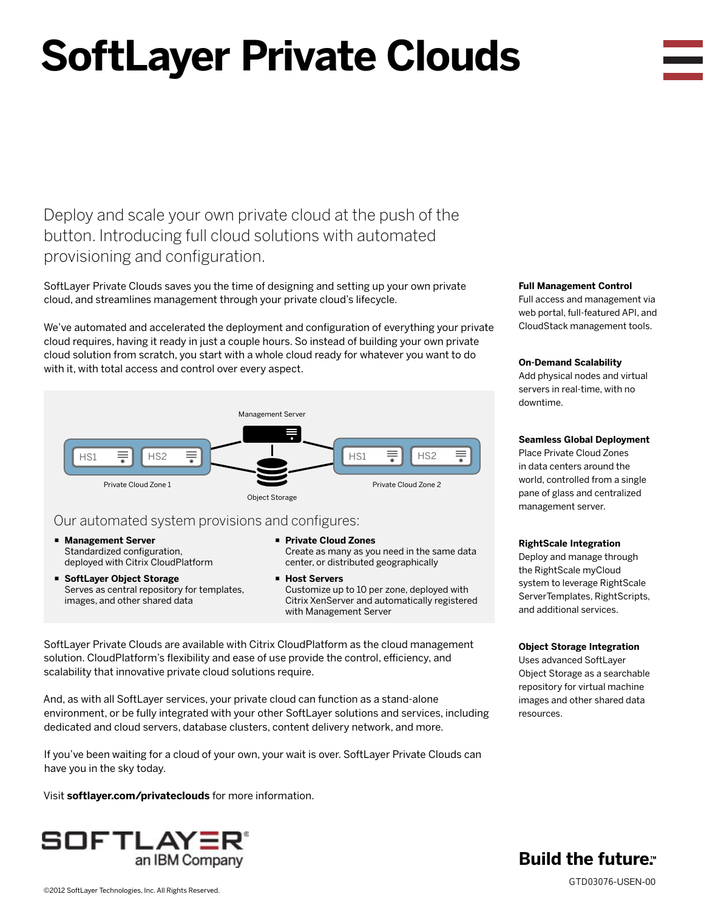# SoftLayer Private Clouds

Deploy and scale your own private cloud at the push of the button. Introducing full cloud solutions with automated provisioning and configuration.

SoftLayer Private Clouds saves you the time of designing and setting up your own private cloud, and streamlines management through your private cloud's lifecycle.

We've automated and accelerated the deployment and configuration of everything your private cloud requires, having it ready in just a couple hours. So instead of building your own private cloud solution from scratch, you start with a whole cloud ready for whatever you want to do with it, with total access and control over every aspect.

Management Server
HS1
HS2
HS1
HS2
Private Cloud Zone 1
Private Cloud Zone 2
Object Storage

## Our automated system provisions and configures:

- **Management Server**
  Standardized configuration, deployed with Citrix CloudPlatform
- **SoftLayer Object Storage**
  Serves as central repository for templates, images, and other shared data
- **Private Cloud Zones**
  Create as many as you need in the same data center, or distributed geographically
- **Host Servers**
  Customize up to 10 per zone, deployed with Citrix XenServer and automatically registered with Management Server

SoftLayer Private Clouds are available with Citrix CloudPlatform as the cloud management solution. CloudPlatform's flexibility and ease of use provide the control, efficiency, and scalability that innovative private cloud solutions require.

And, as with all SoftLayer services, your private cloud can function as a stand-alone environment, or be fully integrated with your other SoftLayer solutions and services, including dedicated and cloud servers, database clusters, content delivery network, and more.

If you've been waiting for a cloud of your own, your wait is over. SoftLayer Private Clouds can have you in the sky today.

Visit **softlayer.com/privateclouds** for more information.

**Full Management Control**
Full access and management via web portal, full-featured API, and CloudStack management tools.

**On-Demand Scalability**
Add physical nodes and virtual servers in real-time, with no downtime.

**Seamless Global Deployment**
Place Private Cloud Zones in data centers around the world, controlled from a single pane of glass and centralized management server.

**RightScale Integration**
Deploy and manage through the RightScale myCloud system to leverage RightScale ServerTemplates, RightScripts, and additional services.

**Object Storage Integration**
Uses advanced SoftLayer Object Storage as a searchable repository for virtual machine images and other shared data resources.

SOFTLAYER® an IBM Company

**Build the future.™**

GTD03076-USEN-00

©2012 SoftLayer Technologies, Inc. All Rights Reserved.